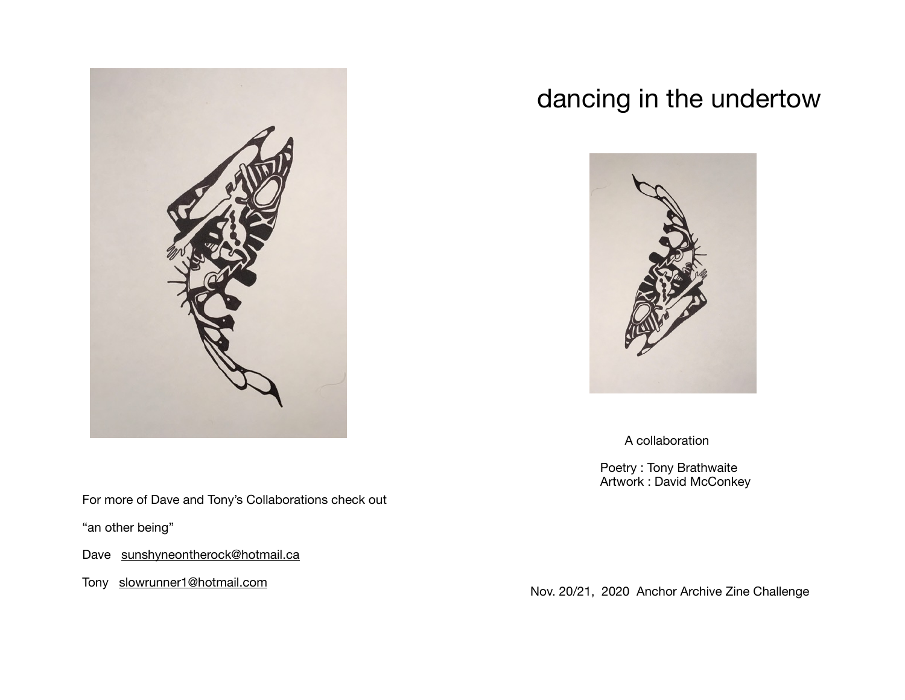For more of Dave and Tony's Collaborations check out

"an other being"

Dave sunshyneontherock@hotmail.ca

Tony slowrunner1@hotmail.com

# dancing in the undertow

A collaboration

Poetry : Tony Brathwaite
Artwork : David McConkey

Nov. 20/21, 2020 Anchor Archive Zine Challenge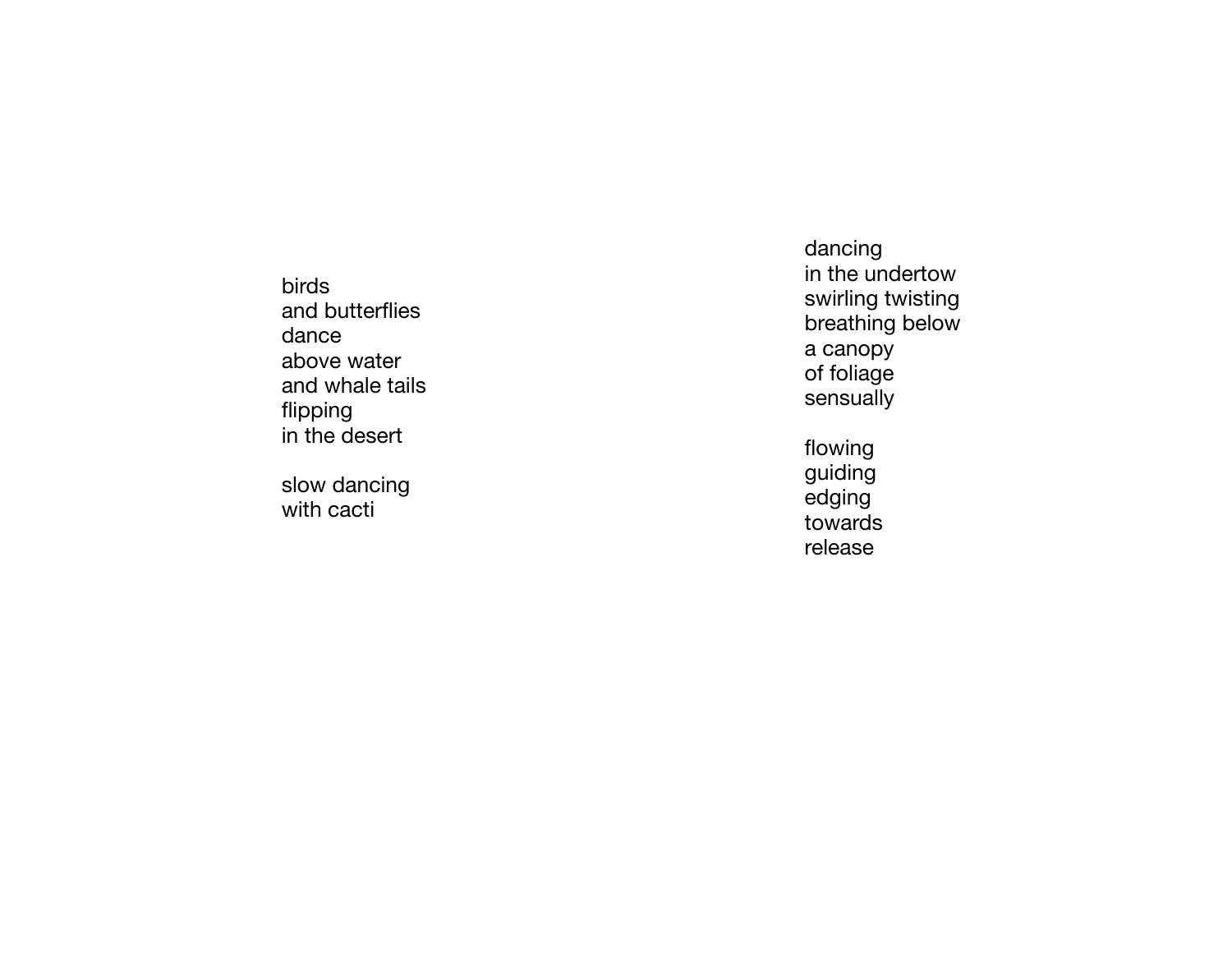birds
and butterflies
dance
above water
and whale tails
flipping
in the desert

slow dancing
with cacti

dancing
in the undertow
swirling twisting
breathing below
a canopy
of foliage
sensually

flowing
guiding
edging
towards
release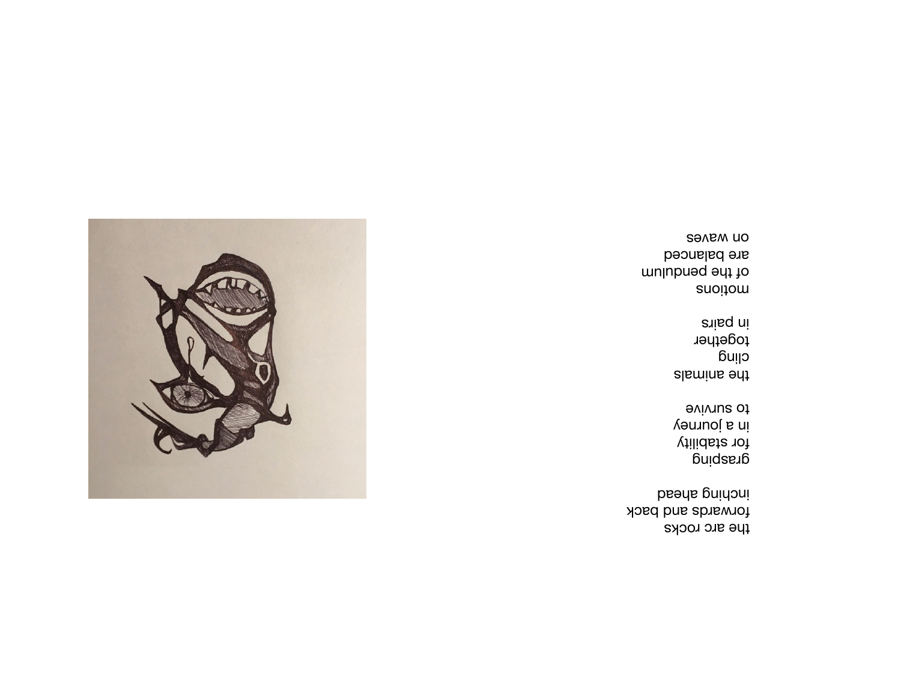the arc rocks
forwards and back
inching ahead

grasping
for stability
in a journey
to survive

the animals
cling
together
in pairs

motions
of the pendulum
are balanced
on waves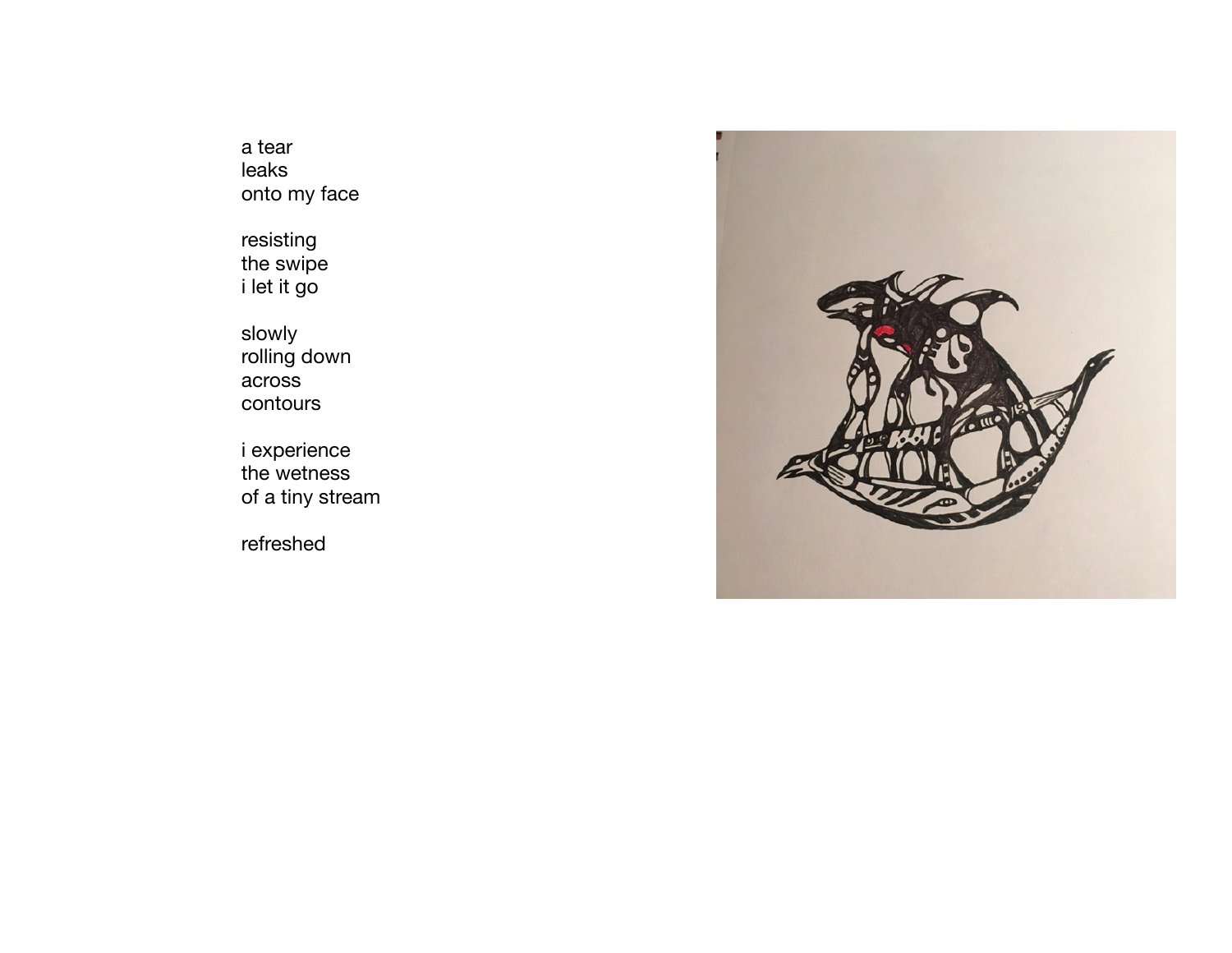a tear
leaks
onto my face

resisting
the swipe
i let it go

slowly
rolling down
across
contours

i experience
the wetness
of a tiny stream

refreshed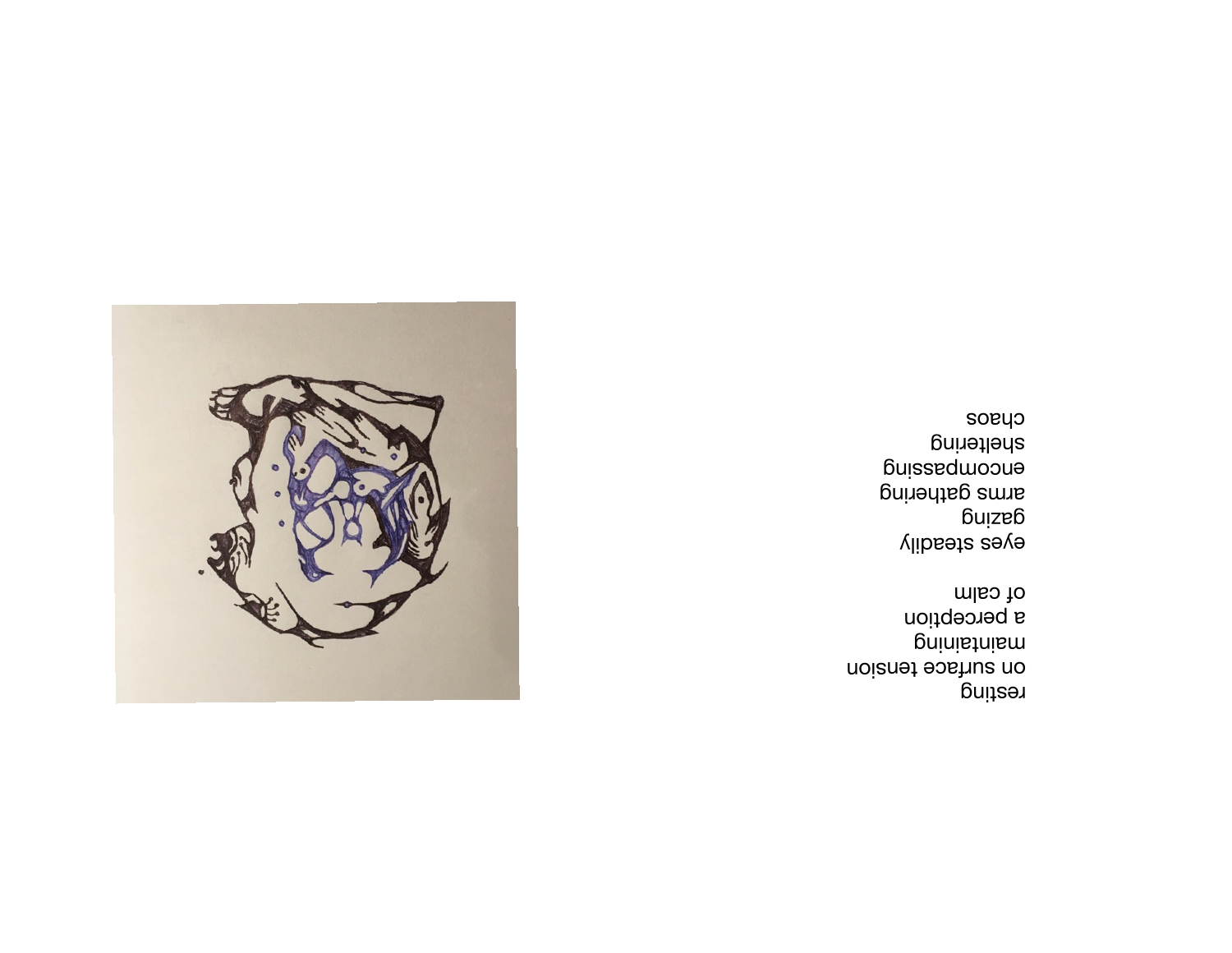resting
on surface tension
maintaining
a perception
of calm

eyes steadily
gazing
arms gathering
encompassing
sheltering
chaos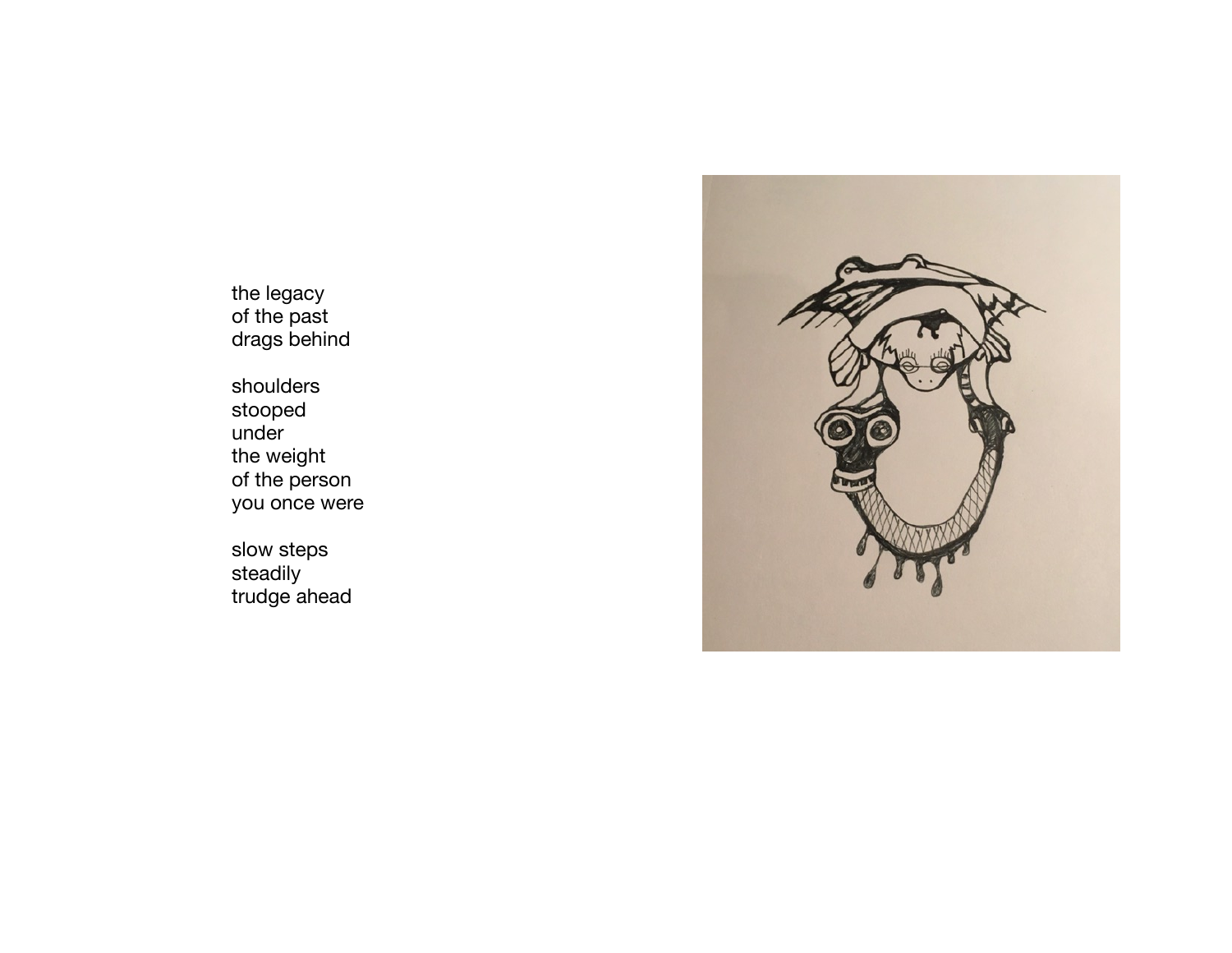the legacy
of the past
drags behind

shoulders
stooped
under
the weight
of the person
you once were

slow steps
steadily
trudge ahead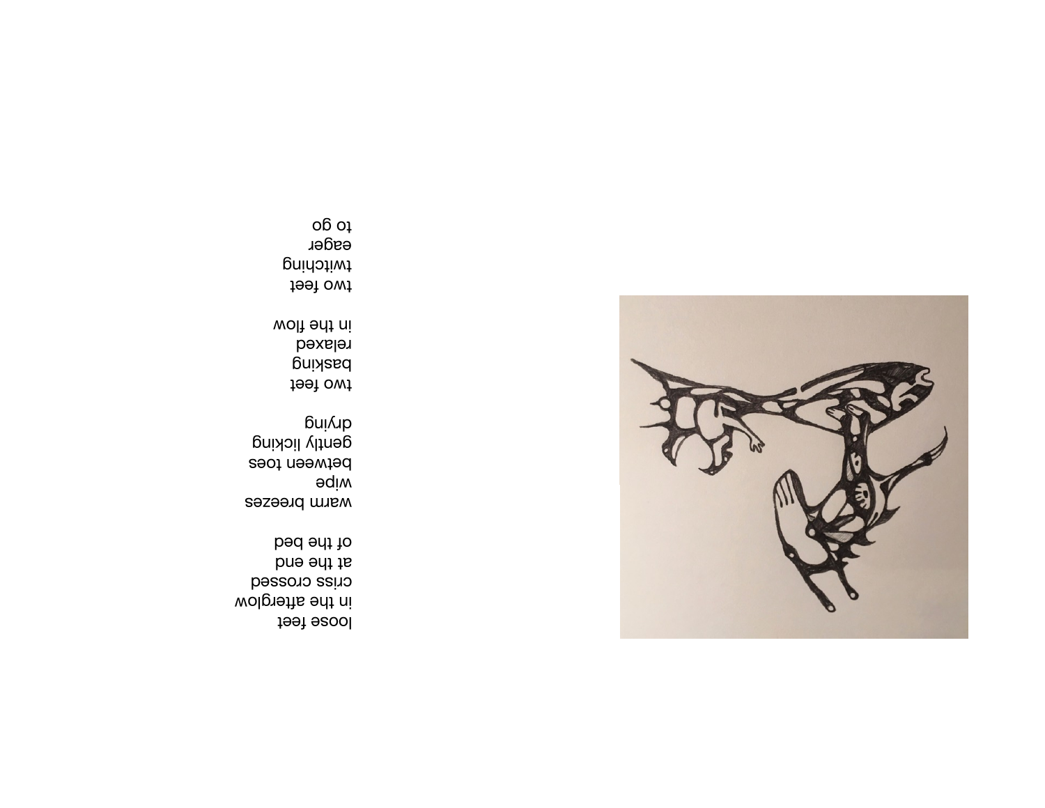loose feet
in the afterglow
criss crossed
at the end
of the bed

warm breezes
wipe
between toes
gently licking
drying

two feet
basking
relaxed
in the flow

two feet
twitching
eager
to go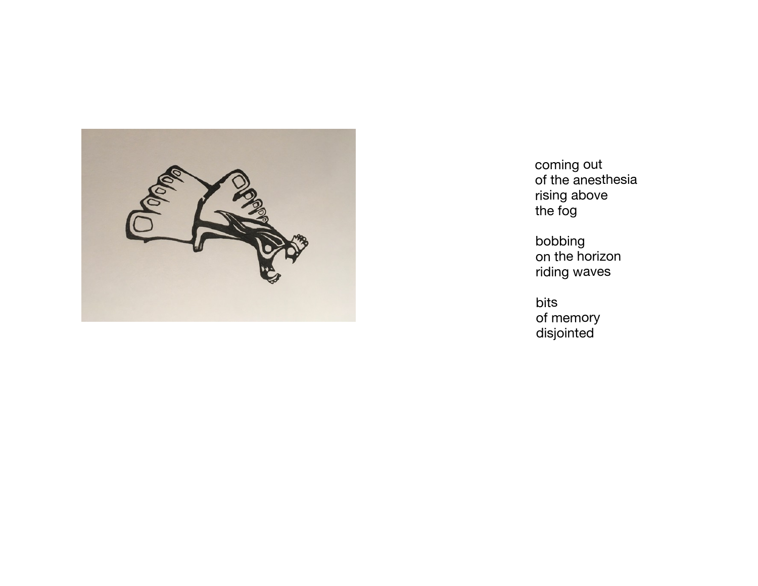coming out
of the anesthesia
rising above
the fog

bobbing
on the horizon
riding waves

bits
of memory
disjointed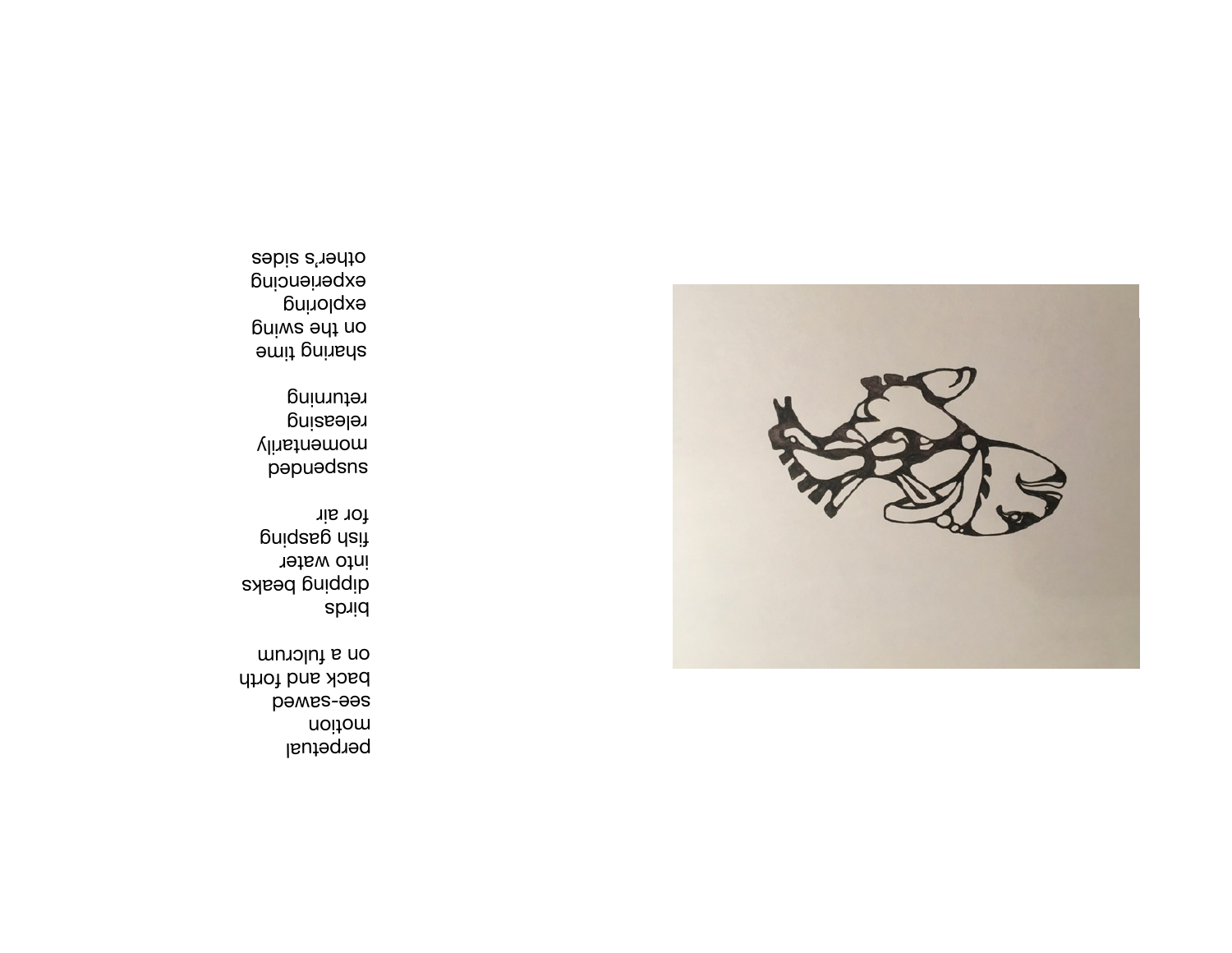perpetual
motion
see-sawed
back and forth
on a fulcrum

birds
dipping beaks
into water
fish gasping
for air

suspended
momentarily
releasing
returning

sharing time
on the swing
exploring
experiencing
other's sides